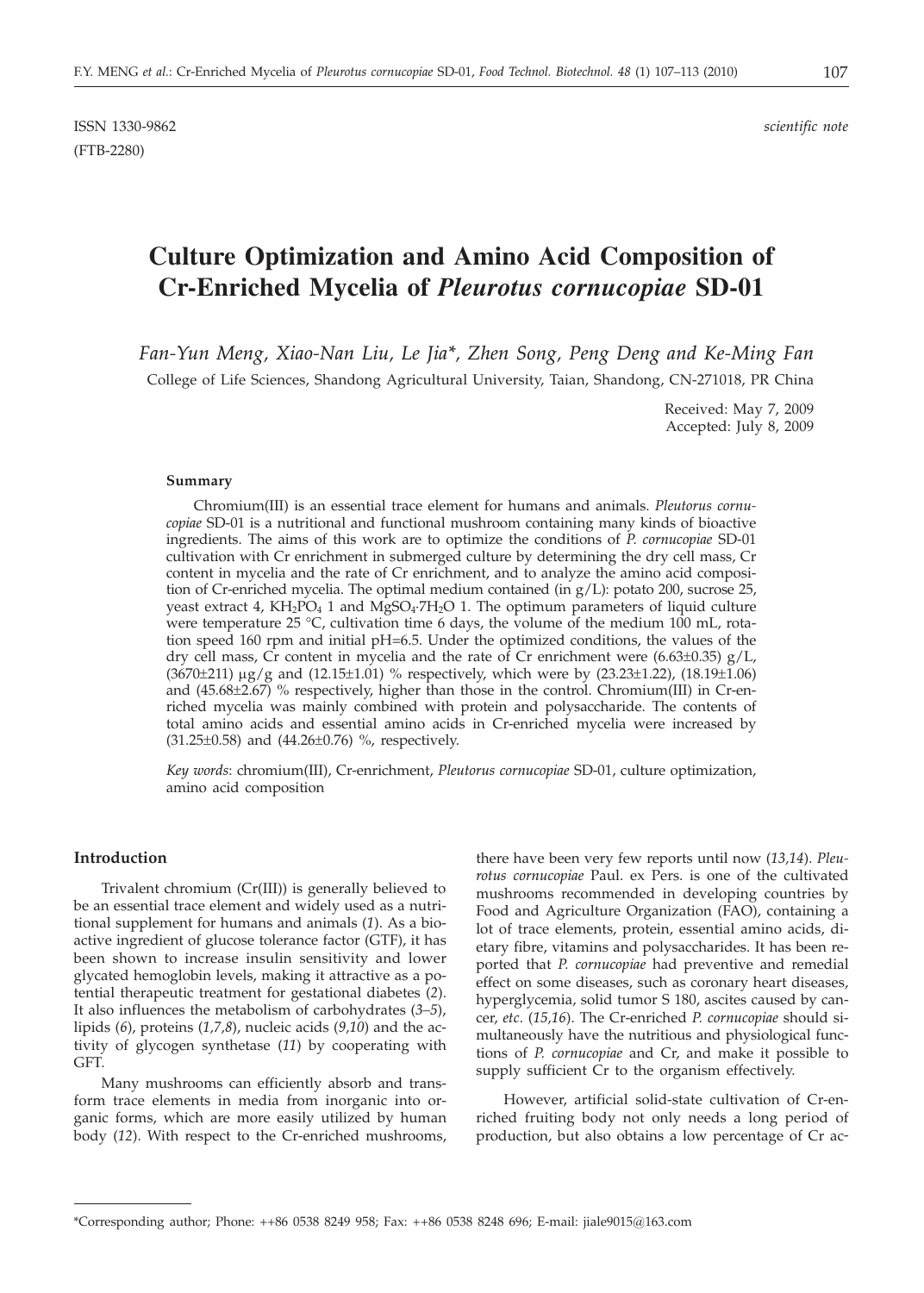ISSN 1330-9862 *scientific note*
(FTB-2280)

# Culture Optimization and Amino Acid Composition of Cr-Enriched Mycelia of *Pleurotus cornucopiae* SD-01

*Fan-Yun Meng, Xiao-Nan Liu, Le Jia\*, Zhen Song, Peng Deng and Ke-Ming Fan*

College of Life Sciences, Shandong Agricultural University, Taian, Shandong, CN-271018, PR China

Received: May 7, 2009
Accepted: July 8, 2009

#### Summary

Chromium(III) is an essential trace element for humans and animals. *Pleutorus cornucopiae* SD-01 is a nutritional and functional mushroom containing many kinds of bioactive ingredients. The aims of this work are to optimize the conditions of *P. cornucopiae* SD-01 cultivation with Cr enrichment in submerged culture by determining the dry cell mass, Cr content in mycelia and the rate of Cr enrichment, and to analyze the amino acid composition of Cr-enriched mycelia. The optimal medium contained (in g/L): potato 200, sucrose 25, yeast extract 4, $KH_2PO_4$ 1 and $MgSO_4{\cdot}7H_2O$ 1. The optimum parameters of liquid culture were temperature 25 °C, cultivation time 6 days, the volume of the medium 100 mL, rotation speed 160 rpm and initial pH=6.5. Under the optimized conditions, the values of the dry cell mass, Cr content in mycelia and the rate of Cr enrichment were (6.63±0.35) g/L, (3670±211) μg/g and (12.15±1.01) % respectively, which were by (23.23±1.22), (18.19±1.06) and (45.68±2.67) % respectively, higher than those in the control. Chromium(III) in Cr-enriched mycelia was mainly combined with protein and polysaccharide. The contents of total amino acids and essential amino acids in Cr-enriched mycelia were increased by (31.25±0.58) and (44.26±0.76) %, respectively.

*Key words*: chromium(III), Cr-enrichment, *Pleutorus cornucopiae* SD-01, culture optimization, amino acid composition

#### Introduction

Trivalent chromium (Cr(III)) is generally believed to be an essential trace element and widely used as a nutritional supplement for humans and animals (*1*). As a bioactive ingredient of glucose tolerance factor (GTF), it has been shown to increase insulin sensitivity and lower glycated hemoglobin levels, making it attractive as a potential therapeutic treatment for gestational diabetes (*2*). It also influences the metabolism of carbohydrates (*3–5*), lipids (*6*), proteins (*1,7,8*), nucleic acids (*9,10*) and the activity of glycogen synthetase (*11*) by cooperating with GFT.

Many mushrooms can efficiently absorb and transform trace elements in media from inorganic into organic forms, which are more easily utilized by human body (*12*). With respect to the Cr-enriched mushrooms, there have been very few reports until now (*13,14*). *Pleurotus cornucopiae* Paul. ex Pers. is one of the cultivated mushrooms recommended in developing countries by Food and Agriculture Organization (FAO), containing a lot of trace elements, protein, essential amino acids, dietary fibre, vitamins and polysaccharides. It has been reported that *P. cornucopiae* had preventive and remedial effect on some diseases, such as coronary heart diseases, hyperglycemia, solid tumor S 180, ascites caused by cancer, *etc*. (*15,16*). The Cr-enriched *P. cornucopiae* should simultaneously have the nutritious and physiological functions of *P. cornucopiae* and Cr, and make it possible to supply sufficient Cr to the organism effectively.

However, artificial solid-state cultivation of Cr-enriched fruiting body not only needs a long period of production, but also obtains a low percentage of Cr ac-

\*Corresponding author; Phone: ++86 0538 8249 958; Fax: ++86 0538 8248 696; E-mail: jiale9015@163.com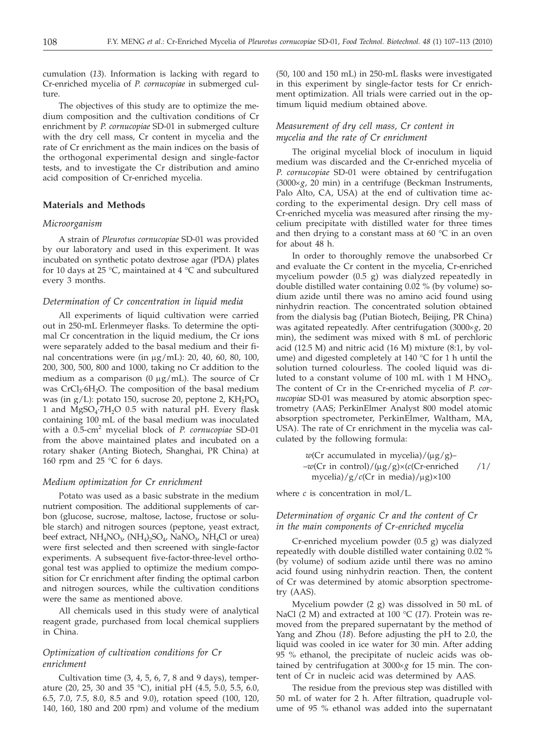cumulation (*13*). Information is lacking with regard to Cr-enriched mycelia of *P. cornucopiae* in submerged culture.

The objectives of this study are to optimize the medium composition and the cultivation conditions of Cr enrichment by *P. cornucopiae* SD-01 in submerged culture with the dry cell mass, Cr content in mycelia and the rate of Cr enrichment as the main indices on the basis of the orthogonal experimental design and single-factor tests, and to investigate the Cr distribution and amino acid composition of Cr-enriched mycelia.

## Materials and Methods

### *Microorganism*

A strain of *Pleurotus cornucopiae* SD-01 was provided by our laboratory and used in this experiment. It was incubated on synthetic potato dextrose agar (PDA) plates for 10 days at 25 °C, maintained at 4 °C and subcultured every 3 months.

### *Determination of Cr concentration in liquid media*

All experiments of liquid cultivation were carried out in 250-mL Erlenmeyer flasks. To determine the optimal Cr concentration in the liquid medium, the Cr ions were separately added to the basal medium and their final concentrations were (in μg/mL): 20, 40, 60, 80, 100, 200, 300, 500, 800 and 1000, taking no Cr addition to the medium as a comparison (0 μg/mL). The source of Cr was $CrCl_3{\cdot}6H_2O$. The composition of the basal medium was (in g/L): potato 150, sucrose 20, peptone 2, $KH_2PO_4$ 1 and $MgSO_4{\cdot}7H_2O$ 0.5 with natural pH. Every flask containing 100 mL of the basal medium was inoculated with a 0.5-$cm^2$ mycelial block of *P. cornucopiae* SD-01 from the above maintained plates and incubated on a rotary shaker (Anting Biotech, Shanghai, PR China) at 160 rpm and 25 °C for 6 days.

### *Medium optimization for Cr enrichment*

Potato was used as a basic substrate in the medium nutrient composition. The additional supplements of carbon (glucose, sucrose, maltose, lactose, fructose or soluble starch) and nitrogen sources (peptone, yeast extract, beef extract, $NH_4NO_3$, $(NH_4)_2SO_4$, $NaNO_3$, $NH_4Cl$ or urea) were first selected and then screened with single-factor experiments. A subsequent five-factor-three-level orthogonal test was applied to optimize the medium composition for Cr enrichment after finding the optimal carbon and nitrogen sources, while the cultivation conditions were the same as mentioned above.

All chemicals used in this study were of analytical reagent grade, purchased from local chemical suppliers in China.

### *Optimization of cultivation conditions for Cr enrichment*

Cultivation time (3, 4, 5, 6, 7, 8 and 9 days), temperature (20, 25, 30 and 35 °C), initial pH (4.5, 5.0, 5.5, 6.0, 6.5, 7.0, 7.5, 8.0, 8.5 and 9.0), rotation speed (100, 120, 140, 160, 180 and 200 rpm) and volume of the medium (50, 100 and 150 mL) in 250-mL flasks were investigated in this experiment by single-factor tests for Cr enrichment optimization. All trials were carried out in the optimum liquid medium obtained above.

### *Measurement of dry cell mass, Cr content in mycelia and the rate of Cr enrichment*

The original mycelial block of inoculum in liquid medium was discarded and the Cr-enriched mycelia of *P. cornucopiae* SD-01 were obtained by centrifugation (3000×*g*, 20 min) in a centrifuge (Beckman Instruments, Palo Alto, CA, USA) at the end of cultivation time according to the experimental design. Dry cell mass of Cr-enriched mycelia was measured after rinsing the mycelium precipitate with distilled water for three times and then drying to a constant mass at 60 °C in an oven for about 48 h.

In order to thoroughly remove the unabsorbed Cr and evaluate the Cr content in the mycelia, Cr-enriched mycelium powder (0.5 g) was dialyzed repeatedly in double distilled water containing 0.02 % (by volume) sodium azide until there was no amino acid found using ninhydrin reaction. The concentrated solution obtained from the dialysis bag (Putian Biotech, Beijing, PR China) was agitated repeatedly. After centrifugation (3000×*g*, 20 min), the sediment was mixed with 8 mL of perchloric acid (12.5 M) and nitric acid (16 M) mixture (8:1, by volume) and digested completely at 140 °C for 1 h until the solution turned colourless. The cooled liquid was diluted to a constant volume of 100 mL with 1 M $HNO_3$. The content of Cr in the Cr-enriched mycelia of *P. cornucopiae* SD-01 was measured by atomic absorption spectrometry (AAS; PerkinElmer Analyst 800 model atomic absorption spectrometer, PerkinElmer, Waltham, MA, USA). The rate of Cr enrichment in the mycelia was calculated by the following formula:

$$w(\text{Cr accumulated in mycelia})/(\mu g/g) - w(\text{Cr in control})/(\mu g/g)\times(c(\text{Cr-enriched mycelia})/g/c(\text{Cr in media})/\mu g)\times 100 \qquad /1/$$

where *c* is concentration in mol/L.

### *Determination of organic Cr and the content of Cr in the main components of Cr-enriched mycelia*

Cr-enriched mycelium powder (0.5 g) was dialyzed repeatedly with double distilled water containing 0.02 % (by volume) of sodium azide until there was no amino acid found using ninhydrin reaction. Then, the content of Cr was determined by atomic absorption spectrometry (AAS).

Mycelium powder (2 g) was dissolved in 50 mL of NaCl (2 M) and extracted at 100 °C (*17*). Protein was removed from the prepared supernatant by the method of Yang and Zhou (*18*). Before adjusting the pH to 2.0, the liquid was cooled in ice water for 30 min. After adding 95 % ethanol, the precipitate of nucleic acids was obtained by centrifugation at 3000×*g* for 15 min. The content of Cr in nucleic acid was determined by AAS.

The residue from the previous step was distilled with 50 mL of water for 2 h. After filtration, quadruple volume of 95 % ethanol was added into the supernatant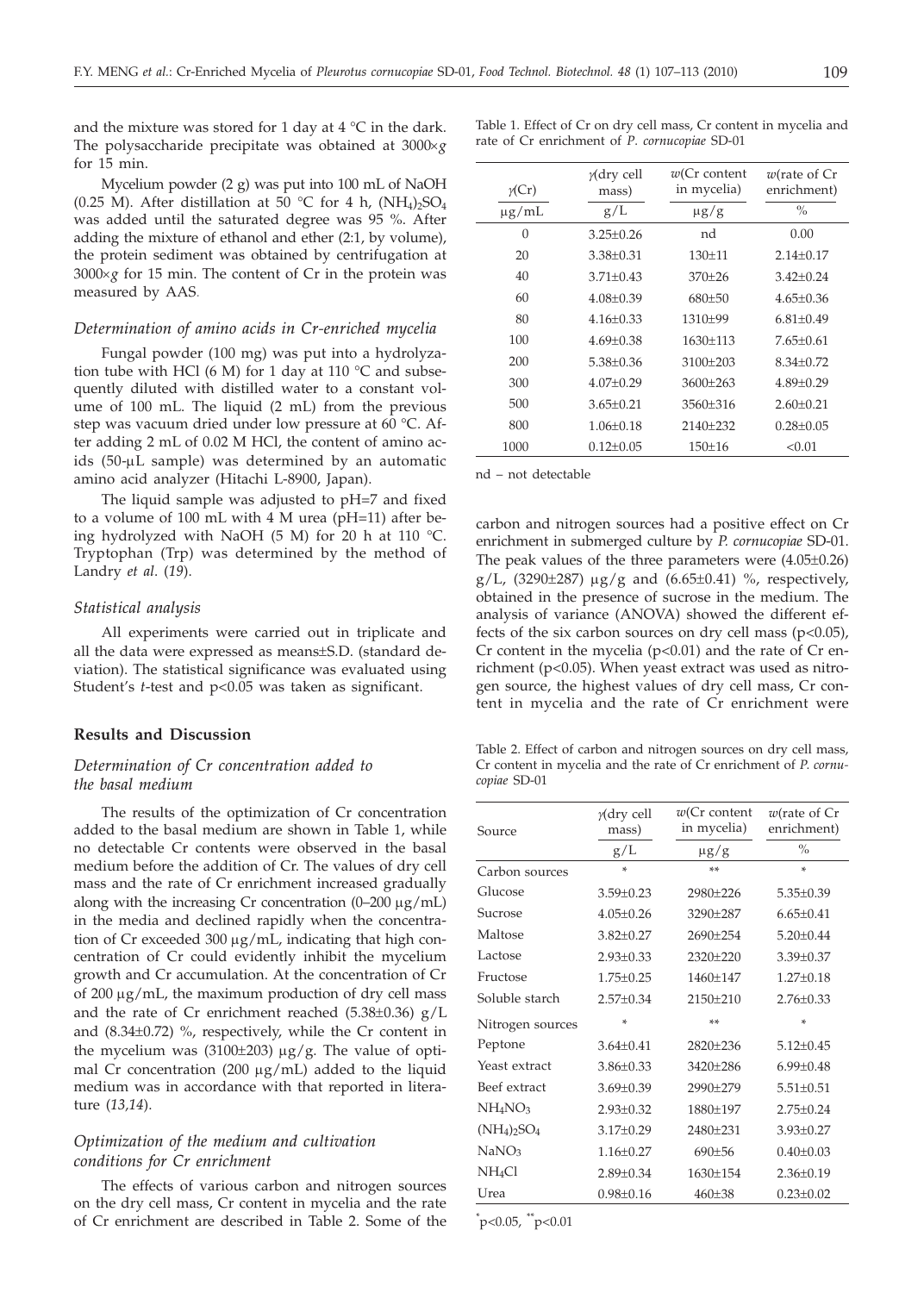and the mixture was stored for 1 day at 4 °C in the dark. The polysaccharide precipitate was obtained at 3000×*g* for 15 min.

Mycelium powder (2 g) was put into 100 mL of NaOH (0.25 M). After distillation at 50 °C for 4 h, $(NH_4)_2SO_4$ was added until the saturated degree was 95 %. After adding the mixture of ethanol and ether (2:1, by volume), the protein sediment was obtained by centrifugation at 3000×*g* for 15 min. The content of Cr in the protein was measured by AAS.

### *Determination of amino acids in Cr-enriched mycelia*

Fungal powder (100 mg) was put into a hydrolyzation tube with HCl (6 M) for 1 day at 110 °C and subsequently diluted with distilled water to a constant volume of 100 mL. The liquid (2 mL) from the previous step was vacuum dried under low pressure at 60 °C. After adding 2 mL of 0.02 M HCl, the content of amino acids (50-μL sample) was determined by an automatic amino acid analyzer (Hitachi L-8900, Japan).

The liquid sample was adjusted to pH=7 and fixed to a volume of 100 mL with 4 M urea (pH=11) after being hydrolyzed with NaOH (5 M) for 20 h at 110 °C. Tryptophan (Trp) was determined by the method of Landry *et al*. (*19*).

### *Statistical analysis*

All experiments were carried out in triplicate and all the data were expressed as means±S.D. (standard deviation). The statistical significance was evaluated using Student's *t*-test and $p<0.05$ was taken as significant.

## Results and Discussion

### *Determination of Cr concentration added to the basal medium*

The results of the optimization of Cr concentration added to the basal medium are shown in Table 1, while no detectable Cr contents were observed in the basal medium before the addition of Cr. The values of dry cell mass and the rate of Cr enrichment increased gradually along with the increasing Cr concentration (0–200 μg/mL) in the media and declined rapidly when the concentration of Cr exceeded 300 μg/mL, indicating that high concentration of Cr could evidently inhibit the mycelium growth and Cr accumulation. At the concentration of Cr of 200 μg/mL, the maximum production of dry cell mass and the rate of Cr enrichment reached (5.38±0.36) g/L and (8.34±0.72) %, respectively, while the Cr content in the mycelium was (3100±203) μg/g. The value of optimal Cr concentration (200 μg/mL) added to the liquid medium was in accordance with that reported in literature (*13,14*).

### *Optimization of the medium and cultivation conditions for Cr enrichment*

The effects of various carbon and nitrogen sources on the dry cell mass, Cr content in mycelia and the rate of Cr enrichment are described in Table 2. Some of the carbon and nitrogen sources had a positive effect on Cr enrichment in submerged culture by *P. cornucopiae* SD-01. The peak values of the three parameters were (4.05±0.26) g/L, (3290±287) μg/g and (6.65±0.41) %, respectively, obtained in the presence of sucrose in the medium. The analysis of variance (ANOVA) showed the different effects of the six carbon sources on dry cell mass ($p<0.05$), Cr content in the mycelia ($p<0.01$) and the rate of Cr enrichment ($p<0.05$). When yeast extract was used as nitrogen source, the highest values of dry cell mass, Cr content in mycelia and the rate of Cr enrichment were

Table 1. Effect of Cr on dry cell mass, Cr content in mycelia and rate of Cr enrichment of *P. cornucopiae* SD-01

| γ(Cr) | γ(dry cell mass) | w(Cr content in mycelia) | w(rate of Cr enrichment) |
|---|---|---|---|
| μg/mL | g/L | μg/g | % |
| 0 | 3.25±0.26 | nd | 0.00 |
| 20 | 3.38±0.31 | 130±11 | 2.14±0.17 |
| 40 | 3.71±0.43 | 370±26 | 3.42±0.24 |
| 60 | 4.08±0.39 | 680±50 | 4.65±0.36 |
| 80 | 4.16±0.33 | 1310±99 | 6.81±0.49 |
| 100 | 4.69±0.38 | 1630±113 | 7.65±0.61 |
| 200 | 5.38±0.36 | 3100±203 | 8.34±0.72 |
| 300 | 4.07±0.29 | 3600±263 | 4.89±0.29 |
| 500 | 3.65±0.21 | 3560±316 | 2.60±0.21 |
| 800 | 1.06±0.18 | 2140±232 | 0.28±0.05 |
| 1000 | 0.12±0.05 | 150±16 | <0.01 |

nd – not detectable

Table 2. Effect of carbon and nitrogen sources on dry cell mass, Cr content in mycelia and the rate of Cr enrichment of *P. cornucopiae* SD-01

| Source | γ(dry cell mass) | w(Cr content in mycelia) | w(rate of Cr enrichment) |
|---|---|---|---|
| | g/L | μg/g | % |
| Carbon sources | * | ** | * |
| Glucose | 3.59±0.23 | 2980±226 | 5.35±0.39 |
| Sucrose | 4.05±0.26 | 3290±287 | 6.65±0.41 |
| Maltose | 3.82±0.27 | 2690±254 | 5.20±0.44 |
| Lactose | 2.93±0.33 | 2320±220 | 3.39±0.37 |
| Fructose | 1.75±0.25 | 1460±147 | 1.27±0.18 |
| Soluble starch | 2.57±0.34 | 2150±210 | 2.76±0.33 |
| Nitrogen sources | * | ** | * |
| Peptone | 3.64±0.41 | 2820±236 | 5.12±0.45 |
| Yeast extract | 3.86±0.33 | 3420±286 | 6.99±0.48 |
| Beef extract | 3.69±0.39 | 2990±279 | 5.51±0.51 |
| $NH_4NO_3$ | 2.93±0.32 | 1880±197 | 2.75±0.24 |
| $(NH_4)_2SO_4$ | 3.17±0.29 | 2480±231 | 3.93±0.27 |
| $NaNO_3$ | 1.16±0.27 | 690±56 | 0.40±0.03 |
| $NH_4Cl$ | 2.89±0.34 | 1630±154 | 2.36±0.19 |
| Urea | 0.98±0.16 | 460±38 | 0.23±0.02 |

*$p<0.05$, **$p<0.01$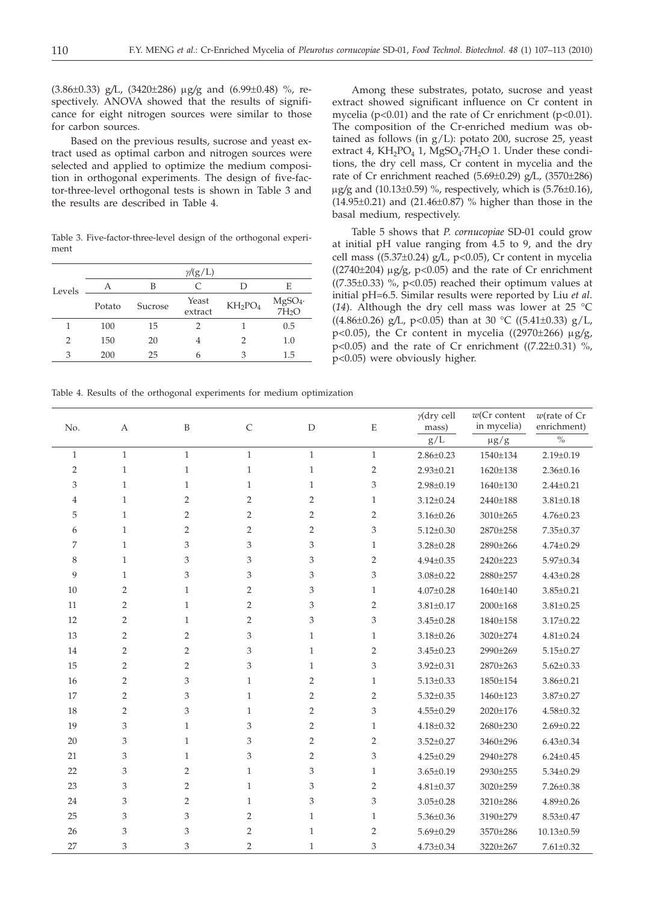(3.86±0.33) g/L, (3420±286) μg/g and (6.99±0.48) %, respectively. ANOVA showed that the results of significance for eight nitrogen sources were similar to those for carbon sources.

Based on the previous results, sucrose and yeast extract used as optimal carbon and nitrogen sources were selected and applied to optimize the medium composition in orthogonal experiments. The design of five-factor-three-level orthogonal tests is shown in Table 3 and the results are described in Table 4.

Table 3. Five-factor-three-level design of the orthogonal experiment

| Levels | $\gamma$/(g/L) | | | | |
|---|---|---|---|---|---|
| | A | B | C | D | E |
| | Potato | Sucrose | Yeast extract | $KH_2PO_4$ | $MgSO_4 \cdot 7H_2O$ |
| 1 | 100 | 15 | 2 | 1 | 0.5 |
| 2 | 150 | 20 | 4 | 2 | 1.0 |
| 3 | 200 | 25 | 6 | 3 | 1.5 |

Among these substrates, potato, sucrose and yeast extract showed significant influence on Cr content in mycelia ($p<0.01$) and the rate of Cr enrichment ($p<0.01$). The composition of the Cr-enriched medium was obtained as follows (in g/L): potato 200, sucrose 25, yeast extract 4, $KH_2PO_4$ 1, $MgSO_4 \cdot 7H_2O$ 1. Under these conditions, the dry cell mass, Cr content in mycelia and the rate of Cr enrichment reached (5.69±0.29) g/L, (3570±286) μg/g and (10.13±0.59) %, respectively, which is (5.76±0.16), (14.95±0.21) and (21.46±0.87) % higher than those in the basal medium, respectively.

Table 5 shows that *P. cornucopiae* SD-01 could grow at initial pH value ranging from 4.5 to 9, and the dry cell mass ((5.37±0.24) g/L, $p<0.05$), Cr content in mycelia ((2740±204) μg/g, $p<0.05$) and the rate of Cr enrichment ((7.35±0.33) %, $p<0.05$) reached their optimum values at initial pH=6.5. Similar results were reported by Liu *et al.* (*14*). Although the dry cell mass was lower at 25 °C ((4.86±0.26) g/L, $p<0.05$) than at 30 °C ((5.41±0.33) g/L, $p<0.05$), the Cr content in mycelia ((2970±266) μg/g, $p<0.05$) and the rate of Cr enrichment ((7.22±0.31) %, $p<0.05$) were obviously higher.

Table 4. Results of the orthogonal experiments for medium optimization

| No. | A | B | C | D | E | $\gamma$(dry cell mass) g/L | $w$(Cr content in mycelia) μg/g | $w$(rate of Cr enrichment) % |
|---|---|---|---|---|---|---|---|---|
| 1 | 1 | 1 | 1 | 1 | 1 | 2.86±0.23 | 1540±134 | 2.19±0.19 |
| 2 | 1 | 1 | 1 | 1 | 2 | 2.93±0.21 | 1620±138 | 2.36±0.16 |
| 3 | 1 | 1 | 1 | 1 | 3 | 2.98±0.19 | 1640±130 | 2.44±0.21 |
| 4 | 1 | 2 | 2 | 2 | 1 | 3.12±0.24 | 2440±188 | 3.81±0.18 |
| 5 | 1 | 2 | 2 | 2 | 2 | 3.16±0.26 | 3010±265 | 4.76±0.23 |
| 6 | 1 | 2 | 2 | 2 | 3 | 5.12±0.30 | 2870±258 | 7.35±0.37 |
| 7 | 1 | 3 | 3 | 3 | 1 | 3.28±0.28 | 2890±266 | 4.74±0.29 |
| 8 | 1 | 3 | 3 | 3 | 2 | 4.94±0.35 | 2420±223 | 5.97±0.34 |
| 9 | 1 | 3 | 3 | 3 | 3 | 3.08±0.22 | 2880±257 | 4.43±0.28 |
| 10 | 2 | 1 | 2 | 3 | 1 | 4.07±0.28 | 1640±140 | 3.85±0.21 |
| 11 | 2 | 1 | 2 | 3 | 2 | 3.81±0.17 | 2000±168 | 3.81±0.25 |
| 12 | 2 | 1 | 2 | 3 | 3 | 3.45±0.28 | 1840±158 | 3.17±0.22 |
| 13 | 2 | 2 | 3 | 1 | 1 | 3.18±0.26 | 3020±274 | 4.81±0.24 |
| 14 | 2 | 2 | 3 | 1 | 2 | 3.45±0.23 | 2990±269 | 5.15±0.27 |
| 15 | 2 | 2 | 3 | 1 | 3 | 3.92±0.31 | 2870±263 | 5.62±0.33 |
| 16 | 2 | 3 | 1 | 2 | 1 | 5.13±0.33 | 1850±154 | 3.86±0.21 |
| 17 | 2 | 3 | 1 | 2 | 2 | 5.32±0.35 | 1460±123 | 3.87±0.27 |
| 18 | 2 | 3 | 1 | 2 | 3 | 4.55±0.29 | 2020±176 | 4.58±0.32 |
| 19 | 3 | 1 | 3 | 2 | 1 | 4.18±0.32 | 2680±230 | 2.69±0.22 |
| 20 | 3 | 1 | 3 | 2 | 2 | 3.52±0.27 | 3460±296 | 6.43±0.34 |
| 21 | 3 | 1 | 3 | 2 | 3 | 4.25±0.29 | 2940±278 | 6.24±0.45 |
| 22 | 3 | 2 | 1 | 3 | 1 | 3.65±0.19 | 2930±255 | 5.34±0.29 |
| 23 | 3 | 2 | 1 | 3 | 2 | 4.81±0.37 | 3020±259 | 7.26±0.38 |
| 24 | 3 | 2 | 1 | 3 | 3 | 3.05±0.28 | 3210±286 | 4.89±0.26 |
| 25 | 3 | 3 | 2 | 1 | 1 | 5.36±0.36 | 3190±279 | 8.53±0.47 |
| 26 | 3 | 3 | 2 | 1 | 2 | 5.69±0.29 | 3570±286 | 10.13±0.59 |
| 27 | 3 | 3 | 2 | 1 | 3 | 4.73±0.34 | 3220±267 | 7.61±0.32 |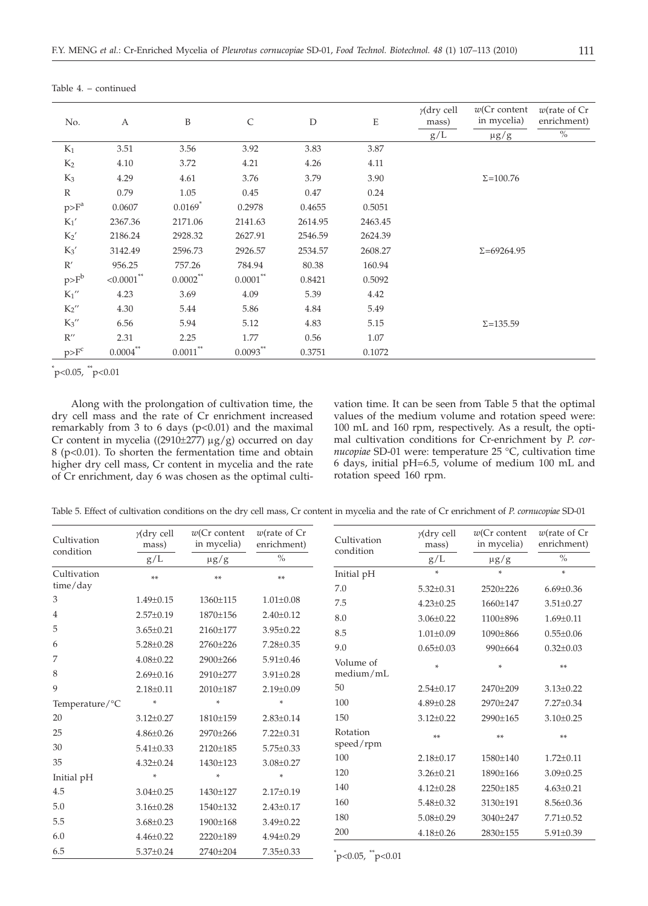Table 4. – continued

| No. | A | B | C | D | E | γ(dry cell mass) g/L | w(Cr content in mycelia) μg/g | w(rate of Cr enrichment) % |
|---|---|---|---|---|---|---|---|---|
| $K_1$ | 3.51 | 3.56 | 3.92 | 3.83 | 3.87 | | | |
| $K_2$ | 4.10 | 3.72 | 4.21 | 4.26 | 4.11 | | | |
| $K_3$ | 4.29 | 4.61 | 3.76 | 3.79 | 3.90 | | $\Sigma$=100.76 | |
| R | 0.79 | 1.05 | 0.45 | 0.47 | 0.24 | | | |
| $p>F^a$ | 0.0607 | $0.0169^*$ | 0.2978 | 0.4655 | 0.5051 | | | |
| $K_1'$ | 2367.36 | 2171.06 | 2141.63 | 2614.95 | 2463.45 | | | |
| $K_2'$ | 2186.24 | 2928.32 | 2627.91 | 2546.59 | 2624.39 | | | |
| $K_3'$ | 3142.49 | 2596.73 | 2926.57 | 2534.57 | 2608.27 | | $\Sigma$=69264.95 | |
| R' | 956.25 | 757.26 | 784.94 | 80.38 | 160.94 | | | |
| $p>F^b$ | $<0.0001^{**}$ | $0.0002^{**}$ | $0.0001^{**}$ | 0.8421 | 0.5092 | | | |
| $K_1''$ | 4.23 | 3.69 | 4.09 | 5.39 | 4.42 | | | |
| $K_2''$ | 4.30 | 5.44 | 5.86 | 4.84 | 5.49 | | | |
| $K_3''$ | 6.56 | 5.94 | 5.12 | 4.83 | 5.15 | | $\Sigma$=135.59 | |
| R'' | 2.31 | 2.25 | 1.77 | 0.56 | 1.07 | | | |
| $p>F^c$ | $0.0004^{**}$ | $0.0011^{**}$ | $0.0093^{**}$ | 0.3751 | 0.1072 | | | |

$^*p<0.05$, $^{**}p<0.01$

Along with the prolongation of cultivation time, the dry cell mass and the rate of Cr enrichment increased remarkably from 3 to 6 days ($p<0.01$) and the maximal Cr content in mycelia ((2910±277) μg/g) occurred on day 8 ($p<0.01$). To shorten the fermentation time and obtain higher dry cell mass, Cr content in mycelia and the rate of Cr enrichment, day 6 was chosen as the optimal cultivation time. It can be seen from Table 5 that the optimal values of the medium volume and rotation speed were: 100 mL and 160 rpm, respectively. As a result, the optimal cultivation conditions for Cr-enrichment by *P. cornucopiae* SD-01 were: temperature 25 °C, cultivation time 6 days, initial pH=6.5, volume of medium 100 mL and rotation speed 160 rpm.

Table 5. Effect of cultivation conditions on the dry cell mass, Cr content in mycelia and the rate of Cr enrichment of *P. cornucopiae* SD-01

| Cultivation condition | γ(dry cell mass) g/L | w(Cr content in mycelia) μg/g | w(rate of Cr enrichment) % |
|---|---|---|---|
| Cultivation time/day | ** | ** | ** |
| 3 | 1.49±0.15 | 1360±115 | 1.01±0.08 |
| 4 | 2.57±0.19 | 1870±156 | 2.40±0.12 |
| 5 | 3.65±0.21 | 2160±177 | 3.95±0.22 |
| 6 | 5.28±0.28 | 2760±226 | 7.28±0.35 |
| 7 | 4.08±0.22 | 2900±266 | 5.91±0.46 |
| 8 | 2.69±0.16 | 2910±277 | 3.91±0.28 |
| 9 | 2.18±0.11 | 2010±187 | 2.19±0.09 |
| Temperature/°C | * | * | * |
| 20 | 3.12±0.27 | 1810±159 | 2.83±0.14 |
| 25 | 4.86±0.26 | 2970±266 | 7.22±0.31 |
| 30 | 5.41±0.33 | 2120±185 | 5.75±0.33 |
| 35 | 4.32±0.24 | 1430±123 | 3.08±0.27 |
| Initial pH | * | * | * |
| 4.5 | 3.04±0.25 | 1430±127 | 2.17±0.19 |
| 5.0 | 3.16±0.28 | 1540±132 | 2.43±0.17 |
| 5.5 | 3.68±0.23 | 1900±168 | 3.49±0.22 |
| 6.0 | 4.46±0.22 | 2220±189 | 4.94±0.29 |
| 6.5 | 5.37±0.24 | 2740±204 | 7.35±0.33 |
| Initial pH | * | * | * |
| 7.0 | 5.32±0.31 | 2520±226 | 6.69±0.36 |
| 7.5 | 4.23±0.25 | 1660±147 | 3.51±0.27 |
| 8.0 | 3.06±0.22 | 1100±896 | 1.69±0.11 |
| 8.5 | 1.01±0.09 | 1090±866 | 0.55±0.06 |
| 9.0 | 0.65±0.03 | 990±664 | 0.32±0.03 |
| Volume of medium/mL | * | * | ** |
| 50 | 2.54±0.17 | 2470±209 | 3.13±0.22 |
| 100 | 4.89±0.28 | 2970±247 | 7.27±0.34 |
| 150 | 3.12±0.22 | 2990±165 | 3.10±0.25 |
| Rotation speed/rpm | ** | ** | ** |
| 100 | 2.18±0.17 | 1580±140 | 1.72±0.11 |
| 120 | 3.26±0.21 | 1890±166 | 3.09±0.25 |
| 140 | 4.12±0.28 | 2250±185 | 4.63±0.21 |
| 160 | 5.48±0.32 | 3130±191 | 8.56±0.36 |
| 180 | 5.08±0.29 | 3040±247 | 7.71±0.52 |
| 200 | 4.18±0.26 | 2830±155 | 5.91±0.39 |

$^*p<0.05$, $^{**}p<0.01$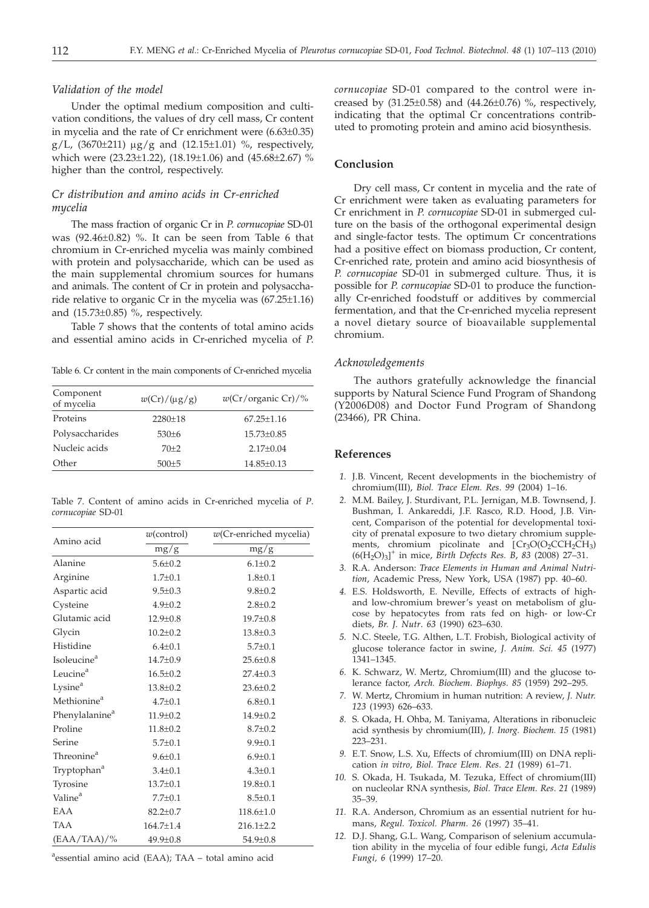### *Validation of the model*

Under the optimal medium composition and cultivation conditions, the values of dry cell mass, Cr content in mycelia and the rate of Cr enrichment were (6.63±0.35) g/L, (3670±211) μg/g and (12.15±1.01) %, respectively, which were (23.23±1.22), (18.19±1.06) and (45.68±2.67) % higher than the control, respectively.

### *Cr distribution and amino acids in Cr-enriched mycelia*

The mass fraction of organic Cr in *P. cornucopiae* SD-01 was (92.46±0.82) %. It can be seen from Table 6 that chromium in Cr-enriched mycelia was mainly combined with protein and polysaccharide, which can be used as the main supplemental chromium sources for humans and animals. The content of Cr in protein and polysaccharide relative to organic Cr in the mycelia was (67.25±1.16) and (15.73±0.85) %, respectively.

Table 7 shows that the contents of total amino acids and essential amino acids in Cr-enriched mycelia of *P. cornucopiae* SD-01 compared to the control were increased by (31.25±0.58) and (44.26±0.76) %, respectively, indicating that the optimal Cr concentrations contributed to promoting protein and amino acid biosynthesis.

Table 6. Cr content in the main components of Cr-enriched mycelia

| Component of mycelia | $w$(Cr)/(μg/g) | $w$(Cr/organic Cr)/% |
|---|---|---|
| Proteins | 2280±18 | 67.25±1.16 |
| Polysaccharides | 530±6 | 15.73±0.85 |
| Nucleic acids | 70±2 | 2.17±0.04 |
| Other | 500±5 | 14.85±0.13 |

Table 7. Content of amino acids in Cr-enriched mycelia of *P. cornucopiae* SD-01

| Amino acid | $w$(control) | $w$(Cr-enriched mycelia) |
|---|---|---|
| | mg/g | mg/g |
| Alanine | 5.6±0.2 | 6.1±0.2 |
| Arginine | 1.7±0.1 | 1.8±0.1 |
| Aspartic acid | 9.5±0.3 | 9.8±0.2 |
| Cysteine | 4.9±0.2 | 2.8±0.2 |
| Glutamic acid | 12.9±0.8 | 19.7±0.8 |
| Glycin | 10.2±0.2 | 13.8±0.3 |
| Histidine | 6.4±0.1 | 5.7±0.1 |
| Isoleucine[a] | 14.7±0.9 | 25.6±0.8 |
| Leucine[a] | 16.5±0.2 | 27.4±0.3 |
| Lysine[a] | 13.8±0.2 | 23.6±0.2 |
| Methionine[a] | 4.7±0.1 | 6.8±0.1 |
| Phenylalanine[a] | 11.9±0.2 | 14.9±0.2 |
| Proline | 11.8±0.2 | 8.7±0.2 |
| Serine | 5.7±0.1 | 9.9±0.1 |
| Threonine[a] | 9.6±0.1 | 6.9±0.1 |
| Tryptophan[a] | 3.4±0.1 | 4.3±0.1 |
| Tyrosine | 13.7±0.1 | 19.8±0.1 |
| Valine[a] | 7.7±0.1 | 8.5±0.1 |
| EAA | 82.2±0.7 | 118.6±1.0 |
| TAA | 164.7±1.4 | 216.1±2.2 |
| (EAA/TAA)/% | 49.9±0.8 | 54.9±0.8 |

[a]essential amino acid (EAA); TAA – total amino acid

## Conclusion

Dry cell mass, Cr content in mycelia and the rate of Cr enrichment were taken as evaluating parameters for Cr enrichment in *P. cornucopiae* SD-01 in submerged culture on the basis of the orthogonal experimental design and single-factor tests. The optimum Cr concentrations had a positive effect on biomass production, Cr content, Cr-enriched rate, protein and amino acid biosynthesis of *P. cornucopiae* SD-01 in submerged culture. Thus, it is possible for *P. cornucopiae* SD-01 to produce the functionally Cr-enriched foodstuff or additives by commercial fermentation, and that the Cr-enriched mycelia represent a novel dietary source of bioavailable supplemental chromium.

### *Acknowledgements*

The authors gratefully acknowledge the financial supports by Natural Science Fund Program of Shandong (Y2006D08) and Doctor Fund Program of Shandong (23466), PR China.

## References

1. J.B. Vincent, Recent developments in the biochemistry of chromium(III), *Biol. Trace Elem. Res. 99* (2004) 1–16.
2. M.M. Bailey, J. Sturdivant, P.L. Jernigan, M.B. Townsend, J. Bushman, I. Ankareddi, J.F. Rasco, R.D. Hood, J.B. Vincent, Comparison of the potential for developmental toxicity of prenatal exposure to two dietary chromium supplements, chromium picolinate and $[Cr_3O(O_2CCH_2CH_3)(6(H_2O)_3]^+$ in mice, *Birth Defects Res. B, 83* (2008) 27–31.
3. R.A. Anderson: *Trace Elements in Human and Animal Nutrition*, Academic Press, New York, USA (1987) pp. 40–60.
4. E.S. Holdsworth, E. Neville, Effects of extracts of high- and low-chromium brewer's yeast on metabolism of glucose by hepatocytes from rats fed on high- or low-Cr diets, *Br. J. Nutr. 63* (1990) 623–630.
5. N.C. Steele, T.G. Althen, L.T. Frobish, Biological activity of glucose tolerance factor in swine, *J. Anim. Sci. 45* (1977) 1341–1345.
6. K. Schwarz, W. Mertz, Chromium(III) and the glucose tolerance factor, *Arch. Biochem. Biophys. 85* (1959) 292–295.
7. W. Mertz, Chromium in human nutrition: A review, *J. Nutr. 123* (1993) 626–633.
8. S. Okada, H. Ohba, M. Taniyama, Alterations in ribonucleic acid synthesis by chromium(III), *J. Inorg. Biochem. 15* (1981) 223–231.
9. E.T. Snow, L.S. Xu, Effects of chromium(III) on DNA replication *in vitro*, *Biol. Trace Elem. Res. 21* (1989) 61–71.
10. S. Okada, H. Tsukada, M. Tezuka, Effect of chromium(III) on nucleolar RNA synthesis, *Biol. Trace Elem. Res. 21* (1989) 35–39.
11. R.A. Anderson, Chromium as an essential nutrient for humans, *Regul. Toxicol. Pharm. 26* (1997) 35–41.
12. D.J. Shang, G.L. Wang, Comparison of selenium accumulation ability in the mycelia of four edible fungi, *Acta Edulis Fungi, 6* (1999) 17–20.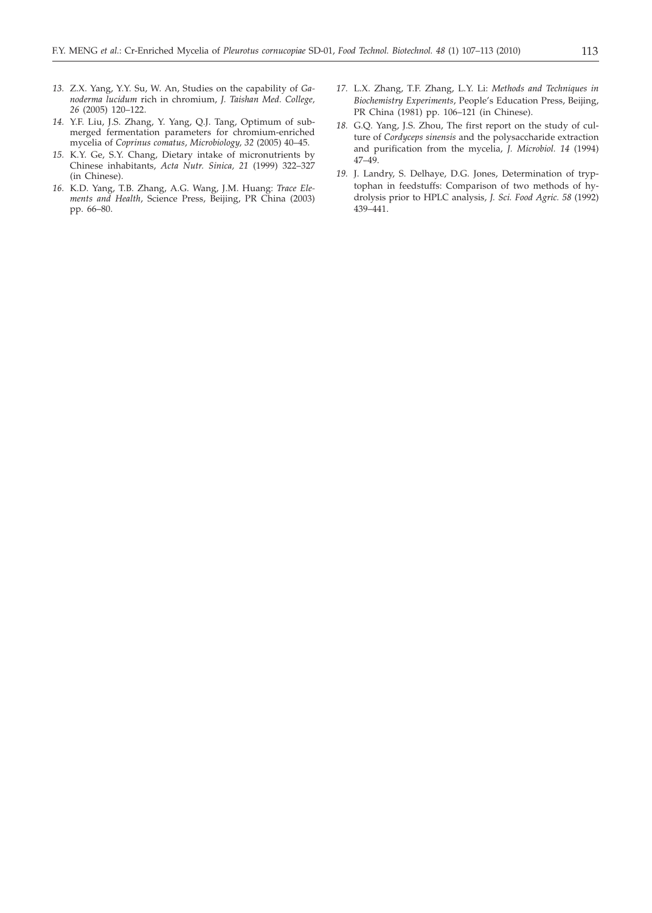13. Z.X. Yang, Y.Y. Su, W. An, Studies on the capability of *Ganoderma lucidum* rich in chromium, *J. Taishan Med. College, 26* (2005) 120–122.
14. Y.F. Liu, J.S. Zhang, Y. Yang, Q.J. Tang, Optimum of submerged fermentation parameters for chromium-enriched mycelia of *Coprinus comatus*, *Microbiology, 32* (2005) 40–45.
15. K.Y. Ge, S.Y. Chang, Dietary intake of micronutrients by Chinese inhabitants, *Acta Nutr. Sinica, 21* (1999) 322–327 (in Chinese).
16. K.D. Yang, T.B. Zhang, A.G. Wang, J.M. Huang: *Trace Elements and Health*, Science Press, Beijing, PR China (2003) pp. 66–80.
17. L.X. Zhang, T.F. Zhang, L.Y. Li: *Methods and Techniques in Biochemistry Experiments*, People's Education Press, Beijing, PR China (1981) pp. 106–121 (in Chinese).
18. G.Q. Yang, J.S. Zhou, The first report on the study of culture of *Cordyceps sinensis* and the polysaccharide extraction and purification from the mycelia, *J. Microbiol. 14* (1994) 47–49.
19. J. Landry, S. Delhaye, D.G. Jones, Determination of tryptophan in feedstuffs: Comparison of two methods of hydrolysis prior to HPLC analysis, *J. Sci. Food Agric. 58* (1992) 439–441.